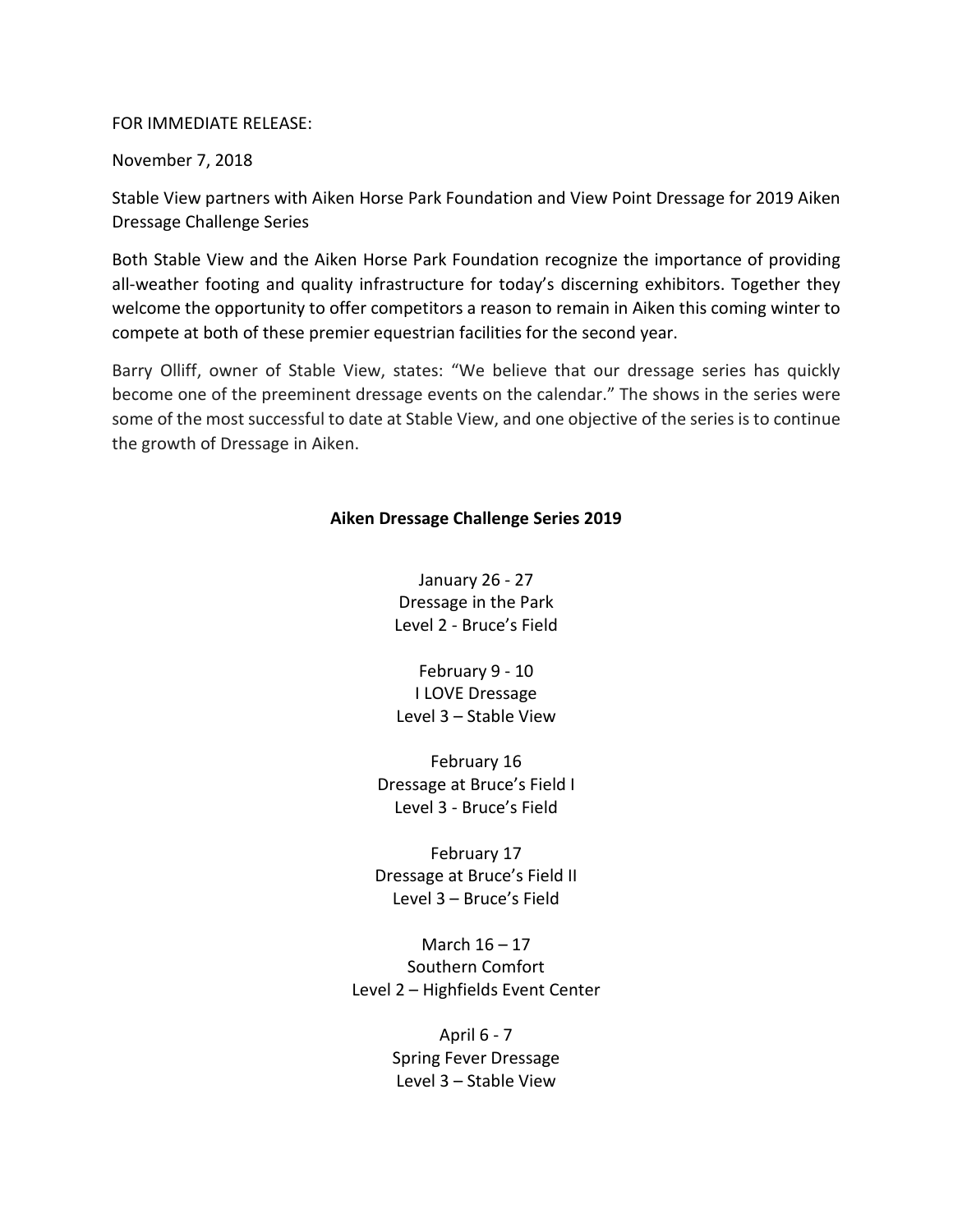FOR IMMEDIATE RELEASE:

November 7, 2018

Stable View partners with Aiken Horse Park Foundation and View Point Dressage for 2019 Aiken Dressage Challenge Series

Both Stable View and the Aiken Horse Park Foundation recognize the importance of providing all-weather footing and quality infrastructure for today's discerning exhibitors. Together they welcome the opportunity to offer competitors a reason to remain in Aiken this coming winter to compete at both of these premier equestrian facilities for the second year.

Barry Olliff, owner of Stable View, states: "We believe that our dressage series has quickly become one of the preeminent dressage events on the calendar." The shows in the series were some of the most successful to date at Stable View, and one objective of the series is to continue the growth of Dressage in Aiken.

**Aiken Dressage Challenge Series 2019**

January 26 - 27
Dressage in the Park
Level 2 - Bruce's Field

February 9 - 10
I LOVE Dressage
Level 3 – Stable View

February 16
Dressage at Bruce's Field I
Level 3 - Bruce's Field

February 17
Dressage at Bruce's Field II
Level 3 – Bruce's Field

March 16 – 17
Southern Comfort
Level 2 – Highfields Event Center

April 6 - 7
Spring Fever Dressage
Level 3 – Stable View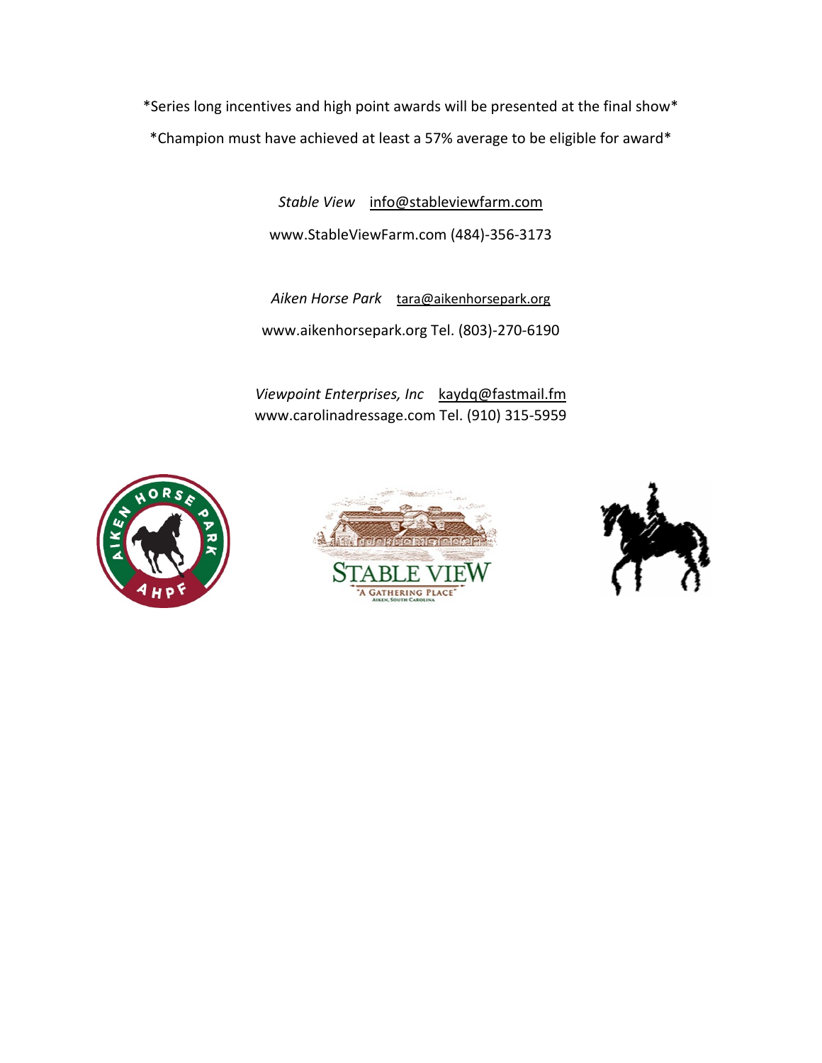*Series long incentives and high point awards will be presented at the final show*

*Champion must have achieved at least a 57% average to be eligible for award*

*Stable View* info@stableviewfarm.com

www.StableViewFarm.com (484)-356-3173

*Aiken Horse Park* tara@aikenhorsepark.org

www.aikenhorsepark.org Tel. (803)-270-6190

*Viewpoint Enterprises, Inc* kaydq@fastmail.fm

www.carolinadressage.com Tel. (910) 315-5959